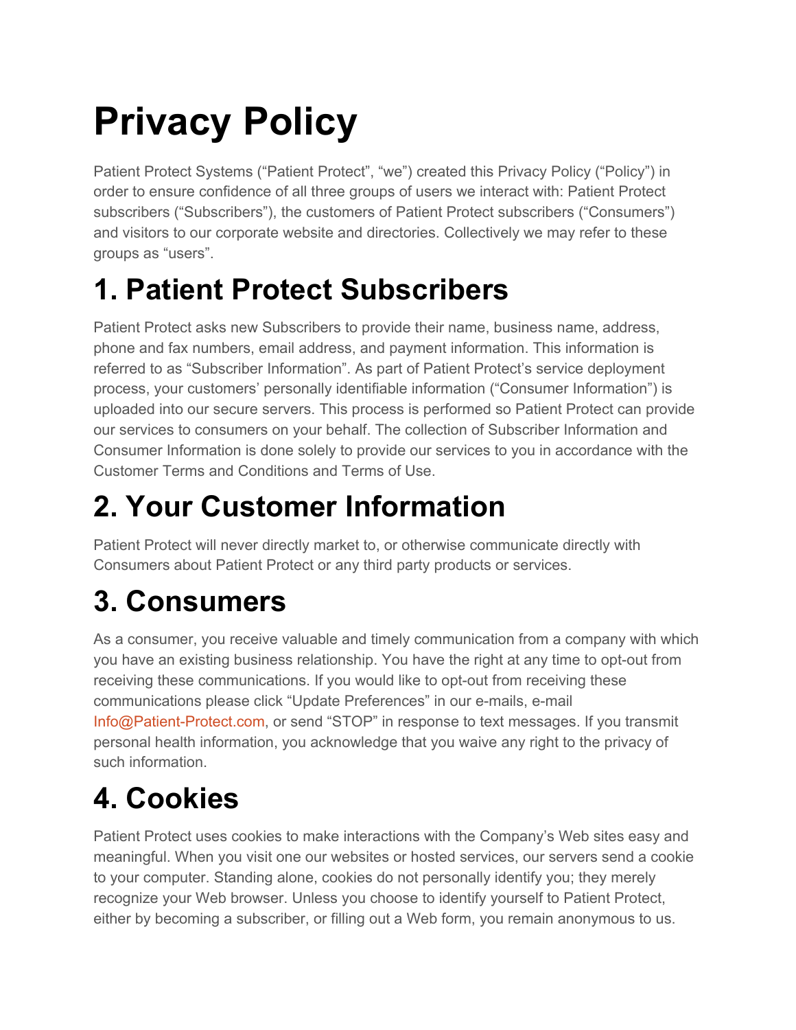# Privacy Policy

Patient Protect Systems (“Patient Protect”, “we”) created this Privacy Policy (“Policy”) in order to ensure confidence of all three groups of users we interact with: Patient Protect subscribers (“Subscribers”), the customers of Patient Protect subscribers (“Consumers”) and visitors to our corporate website and directories. Collectively we may refer to these groups as “users”.

## 1. Patient Protect Subscribers

Patient Protect asks new Subscribers to provide their name, business name, address, phone and fax numbers, email address, and payment information. This information is referred to as “Subscriber Information”. As part of Patient Protect’s service deployment process, your customers’ personally identifiable information (“Consumer Information”) is uploaded into our secure servers. This process is performed so Patient Protect can provide our services to consumers on your behalf. The collection of Subscriber Information and Consumer Information is done solely to provide our services to you in accordance with the Customer Terms and Conditions and Terms of Use.

## 2. Your Customer Information

Patient Protect will never directly market to, or otherwise communicate directly with Consumers about Patient Protect or any third party products or services.

## 3. Consumers

As a consumer, you receive valuable and timely communication from a company with which you have an existing business relationship. You have the right at any time to opt-out from receiving these communications. If you would like to opt-out from receiving these communications please click “Update Preferences” in our e-mails, e-mail Info@Patient-Protect.com, or send “STOP” in response to text messages. If you transmit personal health information, you acknowledge that you waive any right to the privacy of such information.

## 4. Cookies

Patient Protect uses cookies to make interactions with the Company’s Web sites easy and meaningful. When you visit one our websites or hosted services, our servers send a cookie to your computer. Standing alone, cookies do not personally identify you; they merely recognize your Web browser. Unless you choose to identify yourself to Patient Protect, either by becoming a subscriber, or filling out a Web form, you remain anonymous to us.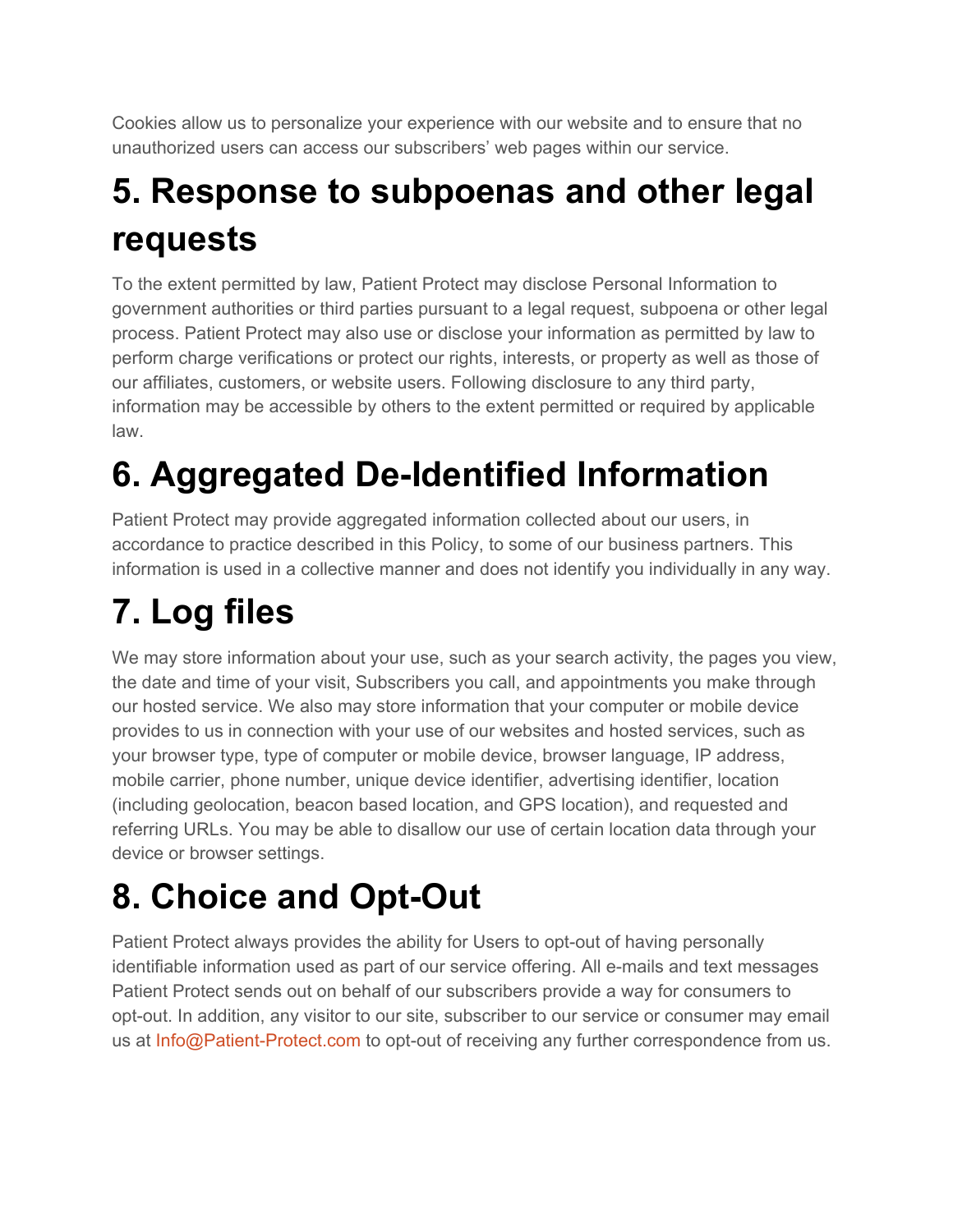Cookies allow us to personalize your experience with our website and to ensure that no unauthorized users can access our subscribers' web pages within our service.

# 5. Response to subpoenas and other legal requests

To the extent permitted by law, Patient Protect may disclose Personal Information to government authorities or third parties pursuant to a legal request, subpoena or other legal process. Patient Protect may also use or disclose your information as permitted by law to perform charge verifications or protect our rights, interests, or property as well as those of our affiliates, customers, or website users. Following disclosure to any third party, information may be accessible by others to the extent permitted or required by applicable law.

# 6. Aggregated De-Identified Information

Patient Protect may provide aggregated information collected about our users, in accordance to practice described in this Policy, to some of our business partners. This information is used in a collective manner and does not identify you individually in any way.

# 7. Log files

We may store information about your use, such as your search activity, the pages you view, the date and time of your visit, Subscribers you call, and appointments you make through our hosted service. We also may store information that your computer or mobile device provides to us in connection with your use of our websites and hosted services, such as your browser type, type of computer or mobile device, browser language, IP address, mobile carrier, phone number, unique device identifier, advertising identifier, location (including geolocation, beacon based location, and GPS location), and requested and referring URLs. You may be able to disallow our use of certain location data through your device or browser settings.

# 8. Choice and Opt-Out

Patient Protect always provides the ability for Users to opt-out of having personally identifiable information used as part of our service offering. All e-mails and text messages Patient Protect sends out on behalf of our subscribers provide a way for consumers to opt-out. In addition, any visitor to our site, subscriber to our service or consumer may email us at Info@Patient-Protect.com to opt-out of receiving any further correspondence from us.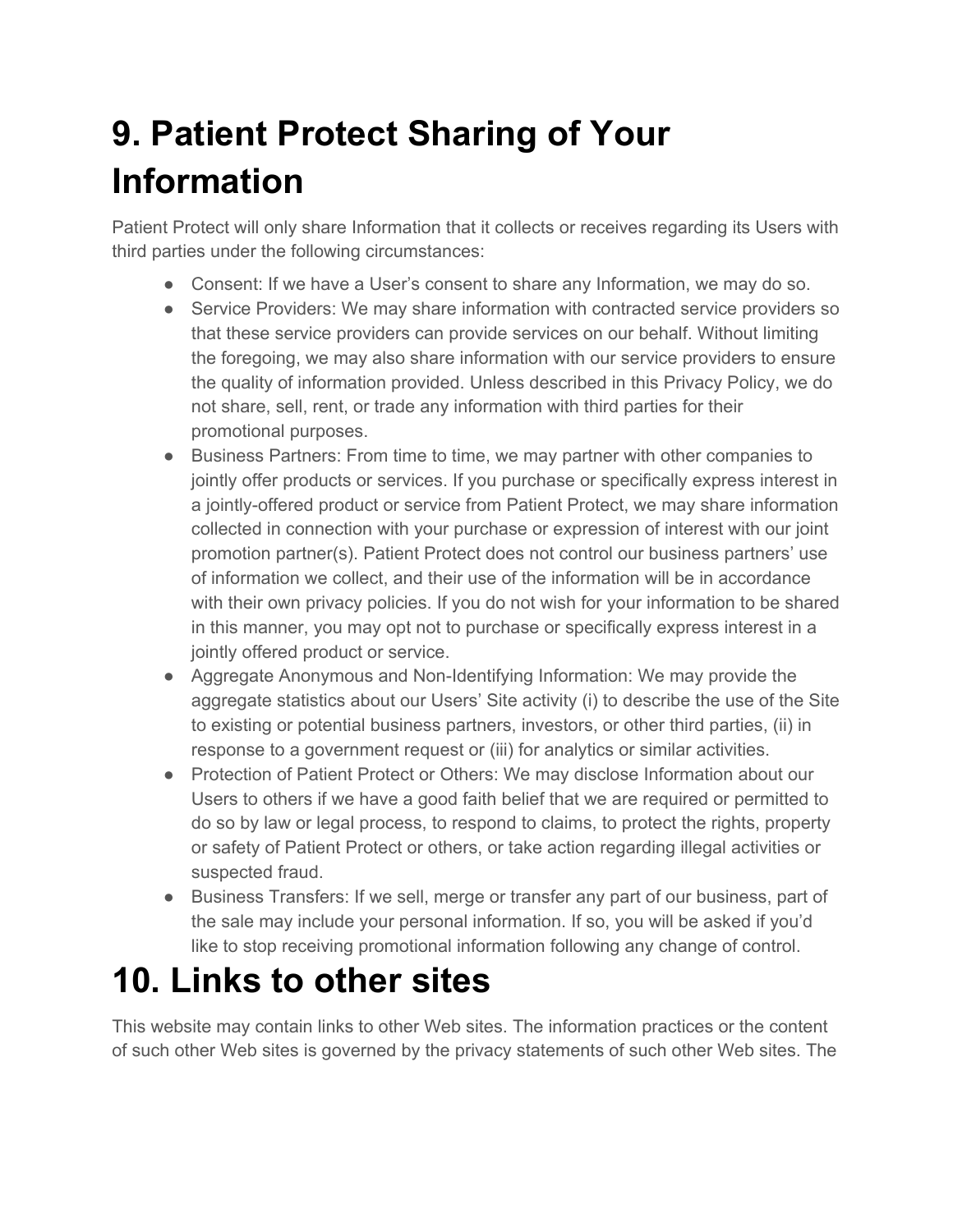# 9. Patient Protect Sharing of Your Information

Patient Protect will only share Information that it collects or receives regarding its Users with third parties under the following circumstances:

- Consent: If we have a User's consent to share any Information, we may do so.
- Service Providers: We may share information with contracted service providers so that these service providers can provide services on our behalf. Without limiting the foregoing, we may also share information with our service providers to ensure the quality of information provided. Unless described in this Privacy Policy, we do not share, sell, rent, or trade any information with third parties for their promotional purposes.
- Business Partners: From time to time, we may partner with other companies to jointly offer products or services. If you purchase or specifically express interest in a jointly-offered product or service from Patient Protect, we may share information collected in connection with your purchase or expression of interest with our joint promotion partner(s). Patient Protect does not control our business partners' use of information we collect, and their use of the information will be in accordance with their own privacy policies. If you do not wish for your information to be shared in this manner, you may opt not to purchase or specifically express interest in a jointly offered product or service.
- Aggregate Anonymous and Non-Identifying Information: We may provide the aggregate statistics about our Users' Site activity (i) to describe the use of the Site to existing or potential business partners, investors, or other third parties, (ii) in response to a government request or (iii) for analytics or similar activities.
- Protection of Patient Protect or Others: We may disclose Information about our Users to others if we have a good faith belief that we are required or permitted to do so by law or legal process, to respond to claims, to protect the rights, property or safety of Patient Protect or others, or take action regarding illegal activities or suspected fraud.
- Business Transfers: If we sell, merge or transfer any part of our business, part of the sale may include your personal information. If so, you will be asked if you'd like to stop receiving promotional information following any change of control.

# 10. Links to other sites

This website may contain links to other Web sites. The information practices or the content of such other Web sites is governed by the privacy statements of such other Web sites. The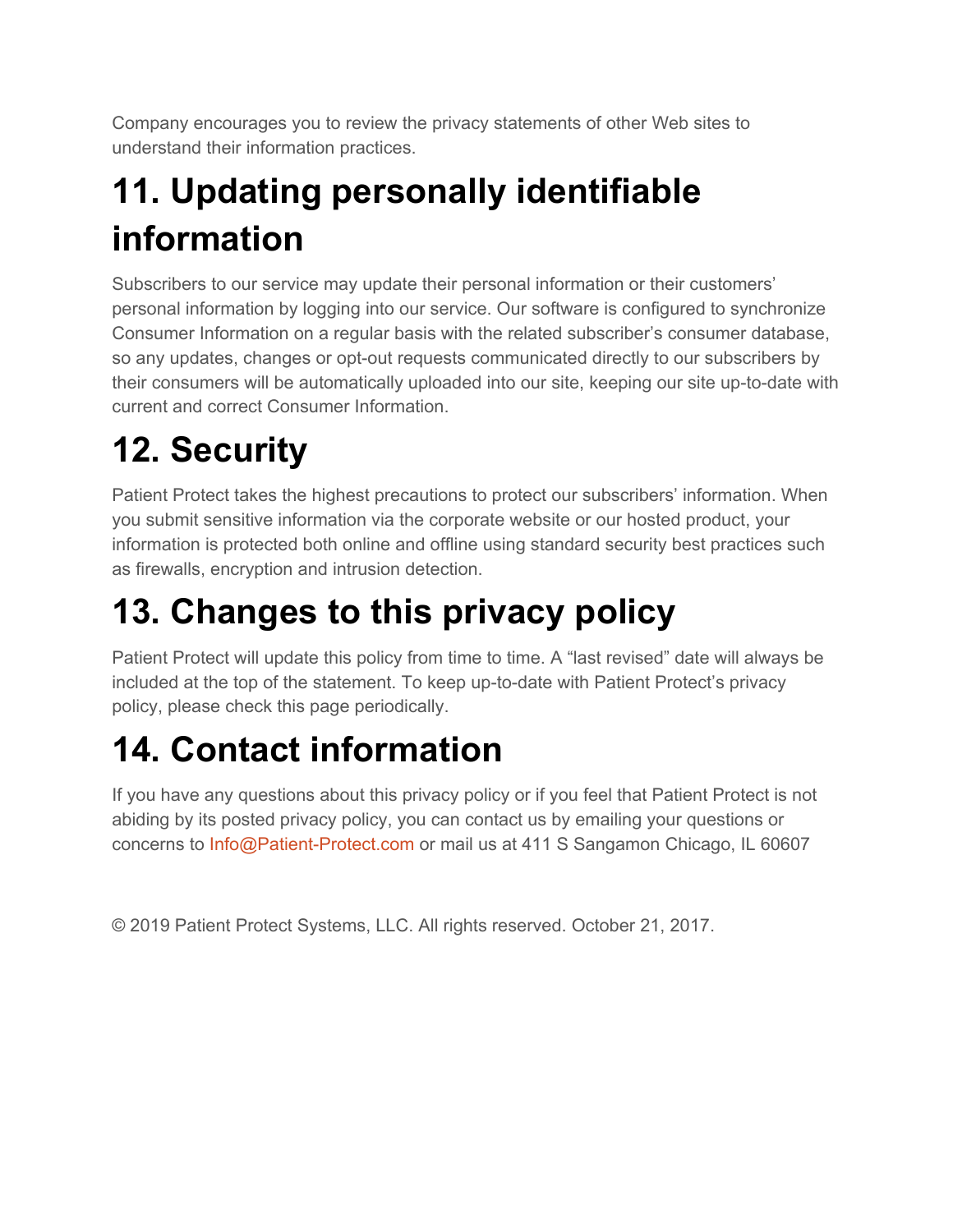Company encourages you to review the privacy statements of other Web sites to understand their information practices.

# 11. Updating personally identifiable information

Subscribers to our service may update their personal information or their customers' personal information by logging into our service. Our software is configured to synchronize Consumer Information on a regular basis with the related subscriber's consumer database, so any updates, changes or opt-out requests communicated directly to our subscribers by their consumers will be automatically uploaded into our site, keeping our site up-to-date with current and correct Consumer Information.

# 12. Security

Patient Protect takes the highest precautions to protect our subscribers' information. When you submit sensitive information via the corporate website or our hosted product, your information is protected both online and offline using standard security best practices such as firewalls, encryption and intrusion detection.

# 13. Changes to this privacy policy

Patient Protect will update this policy from time to time. A "last revised" date will always be included at the top of the statement. To keep up-to-date with Patient Protect's privacy policy, please check this page periodically.

# 14. Contact information

If you have any questions about this privacy policy or if you feel that Patient Protect is not abiding by its posted privacy policy, you can contact us by emailing your questions or concerns to Info@Patient-Protect.com or mail us at 411 S Sangamon Chicago, IL 60607

© 2019 Patient Protect Systems, LLC. All rights reserved. October 21, 2017.